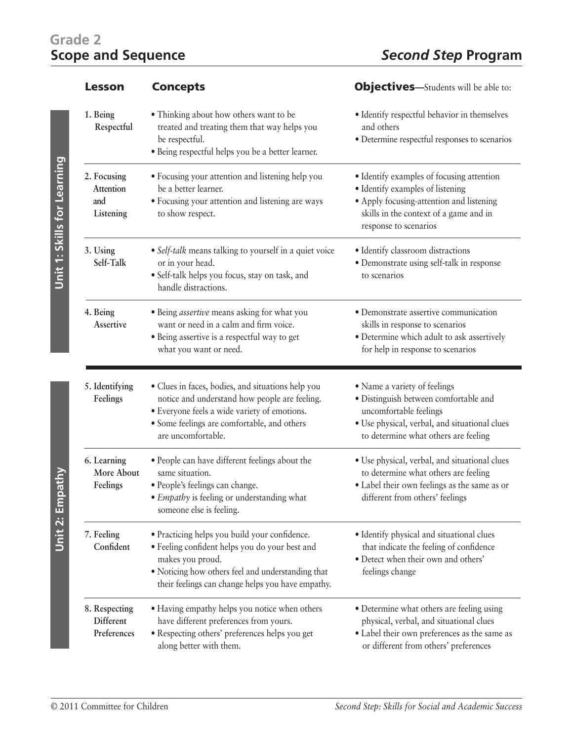# Grade 2
# Scope and Sequence

## *Second Step* Program

| Unit | Lesson | Concepts | Objectives—Students will be able to: |
|---|---|---|---|
| Unit 1: Skills for Learning | 1. Being Respectful | • Thinking about how others want to be treated and treating them that way helps you be respectful.<br>• Being respectful helps you be a better learner. | • Identify respectful behavior in themselves and others<br>• Determine respectful responses to scenarios |
| | 2. Focusing Attention and Listening | • Focusing your attention and listening help you be a better learner.<br>• Focusing your attention and listening are ways to show respect. | • Identify examples of focusing attention<br>• Identify examples of listening<br>• Apply focusing-attention and listening skills in the context of a game and in response to scenarios |
| | 3. Using Self-Talk | • *Self-talk* means talking to yourself in a quiet voice or in your head.<br>• Self-talk helps you focus, stay on task, and handle distractions. | • Identify classroom distractions<br>• Demonstrate using self-talk in response to scenarios |
| | 4. Being Assertive | • Being *assertive* means asking for what you want or need in a calm and firm voice.<br>• Being assertive is a respectful way to get what you want or need. | • Demonstrate assertive communication skills in response to scenarios<br>• Determine which adult to ask assertively for help in response to scenarios |
| Unit 2: Empathy | 5. Identifying Feelings | • Clues in faces, bodies, and situations help you notice and understand how people are feeling.<br>• Everyone feels a wide variety of emotions.<br>• Some feelings are comfortable, and others are uncomfortable. | • Name a variety of feelings<br>• Distinguish between comfortable and uncomfortable feelings<br>• Use physical, verbal, and situational clues to determine what others are feeling |
| | 6. Learning More About Feelings | • People can have different feelings about the same situation.<br>• People's feelings can change.<br>• *Empathy* is feeling or understanding what someone else is feeling. | • Use physical, verbal, and situational clues to determine what others are feeling<br>• Label their own feelings as the same as or different from others' feelings |
| | 7. Feeling Confident | • Practicing helps you build your confidence.<br>• Feeling confident helps you do your best and makes you proud.<br>• Noticing how others feel and understanding that their feelings can change helps you have empathy. | • Identify physical and situational clues that indicate the feeling of confidence<br>• Detect when their own and others' feelings change |
| | 8. Respecting Different Preferences | • Having empathy helps you notice when others have different preferences from yours.<br>• Respecting others' preferences helps you get along better with them. | • Determine what others are feeling using physical, verbal, and situational clues<br>• Label their own preferences as the same as or different from others' preferences |

© 2011 Committee for Children — *Second Step: Skills for Social and Academic Success*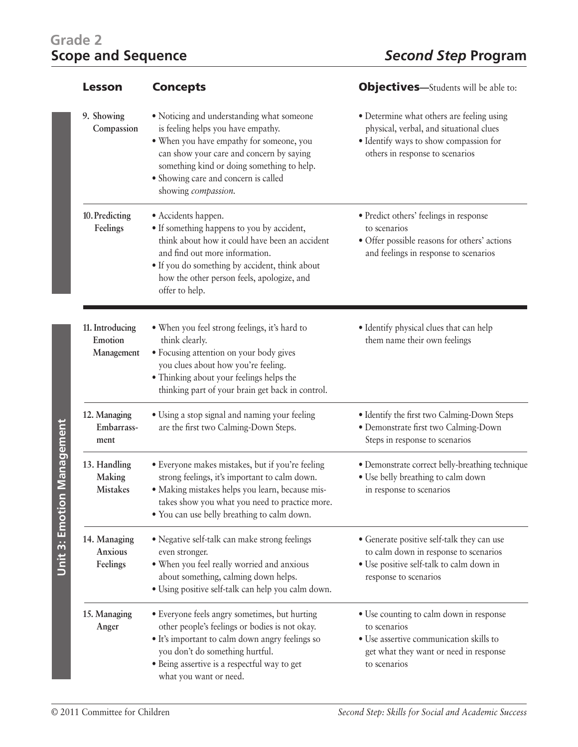# Grade 2
# Scope and Sequence — *Second Step* Program

| Lesson | Concepts | Objectives—Students will be able to: |
|---|---|---|
| 9. Showing Compassion | • Noticing and understanding what someone is feeling helps you have empathy.<br>• When you have empathy for someone, you can show your care and concern by saying something kind or doing something to help.<br>• Showing care and concern is called showing *compassion*. | • Determine what others are feeling using physical, verbal, and situational clues<br>• Identify ways to show compassion for others in response to scenarios |
| 10. Predicting Feelings | • Accidents happen.<br>• If something happens to you by accident, think about how it could have been an accident and find out more information.<br>• If you do something by accident, think about how the other person feels, apologize, and offer to help. | • Predict others' feelings in response to scenarios<br>• Offer possible reasons for others' actions and feelings in response to scenarios |

## Unit 3: Emotion Management

| Lesson | Concepts | Objectives—Students will be able to: |
|---|---|---|
| 11. Introducing Emotion Management | • When you feel strong feelings, it's hard to think clearly.<br>• Focusing attention on your body gives you clues about how you're feeling.<br>• Thinking about your feelings helps the thinking part of your brain get back in control. | • Identify physical clues that can help them name their own feelings |
| 12. Managing Embarrassment | • Using a stop signal and naming your feeling are the first two Calming-Down Steps. | • Identify the first two Calming-Down Steps<br>• Demonstrate first two Calming-Down Steps in response to scenarios |
| 13. Handling Making Mistakes | • Everyone makes mistakes, but if you're feeling strong feelings, it's important to calm down.<br>• Making mistakes helps you learn, because mistakes show you what you need to practice more.<br>• You can use belly breathing to calm down. | • Demonstrate correct belly-breathing technique<br>• Use belly breathing to calm down in response to scenarios |
| 14. Managing Anxious Feelings | • Negative self-talk can make strong feelings even stronger.<br>• When you feel really worried and anxious about something, calming down helps.<br>• Using positive self-talk can help you calm down. | • Generate positive self-talk they can use to calm down in response to scenarios<br>• Use positive self-talk to calm down in response to scenarios |
| 15. Managing Anger | • Everyone feels angry sometimes, but hurting other people's feelings or bodies is not okay.<br>• It's important to calm down angry feelings so you don't do something hurtful.<br>• Being assertive is a respectful way to get what you want or need. | • Use counting to calm down in response to scenarios<br>• Use assertive communication skills to get what they want or need in response to scenarios |

© 2011 Committee for Children — *Second Step: Skills for Social and Academic Success*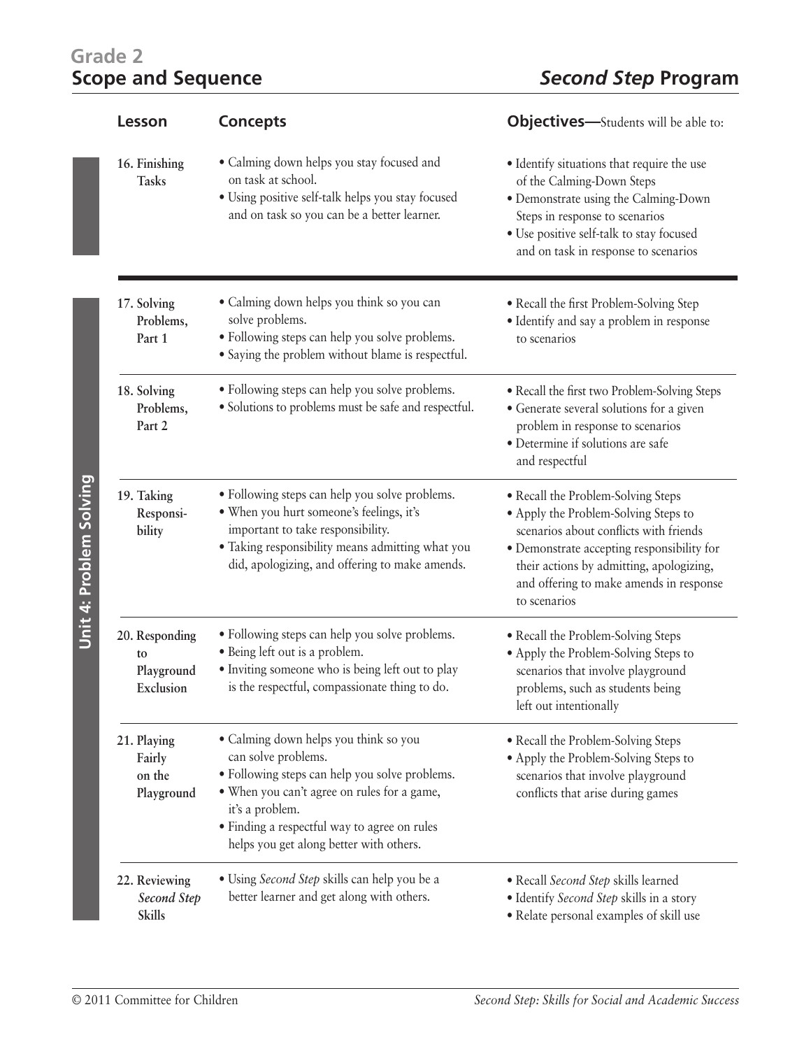## Grade 2
## Scope and Sequence

***Second Step*** **Program**

| Lesson | Concepts | Objectives—Students will be able to: |
|---|---|---|
| 16. Finishing Tasks | • Calming down helps you stay focused and on task at school.<br>• Using positive self-talk helps you stay focused and on task so you can be a better learner. | • Identify situations that require the use of the Calming-Down Steps<br>• Demonstrate using the Calming-Down Steps in response to scenarios<br>• Use positive self-talk to stay focused and on task in response to scenarios |
| **Unit 4: Problem Solving** | | |
| 17. Solving Problems, Part 1 | • Calming down helps you think so you can solve problems.<br>• Following steps can help you solve problems.<br>• Saying the problem without blame is respectful. | • Recall the first Problem-Solving Step<br>• Identify and say a problem in response to scenarios |
| 18. Solving Problems, Part 2 | • Following steps can help you solve problems.<br>• Solutions to problems must be safe and respectful. | • Recall the first two Problem-Solving Steps<br>• Generate several solutions for a given problem in response to scenarios<br>• Determine if solutions are safe and respectful |
| 19. Taking Responsibility | • Following steps can help you solve problems.<br>• When you hurt someone's feelings, it's important to take responsibility.<br>• Taking responsibility means admitting what you did, apologizing, and offering to make amends. | • Recall the Problem-Solving Steps<br>• Apply the Problem-Solving Steps to scenarios about conflicts with friends<br>• Demonstrate accepting responsibility for their actions by admitting, apologizing, and offering to make amends in response to scenarios |
| 20. Responding to Playground Exclusion | • Following steps can help you solve problems.<br>• Being left out is a problem.<br>• Inviting someone who is being left out to play is the respectful, compassionate thing to do. | • Recall the Problem-Solving Steps<br>• Apply the Problem-Solving Steps to scenarios that involve playground problems, such as students being left out intentionally |
| 21. Playing Fairly on the Playground | • Calming down helps you think so you can solve problems.<br>• Following steps can help you solve problems.<br>• When you can't agree on rules for a game, it's a problem.<br>• Finding a respectful way to agree on rules helps you get along better with others. | • Recall the Problem-Solving Steps<br>• Apply the Problem-Solving Steps to scenarios that involve playground conflicts that arise during games |
| 22. Reviewing *Second Step* Skills | • Using *Second Step* skills can help you be a better learner and get along with others. | • Recall *Second Step* skills learned<br>• Identify *Second Step* skills in a story<br>• Relate personal examples of skill use |